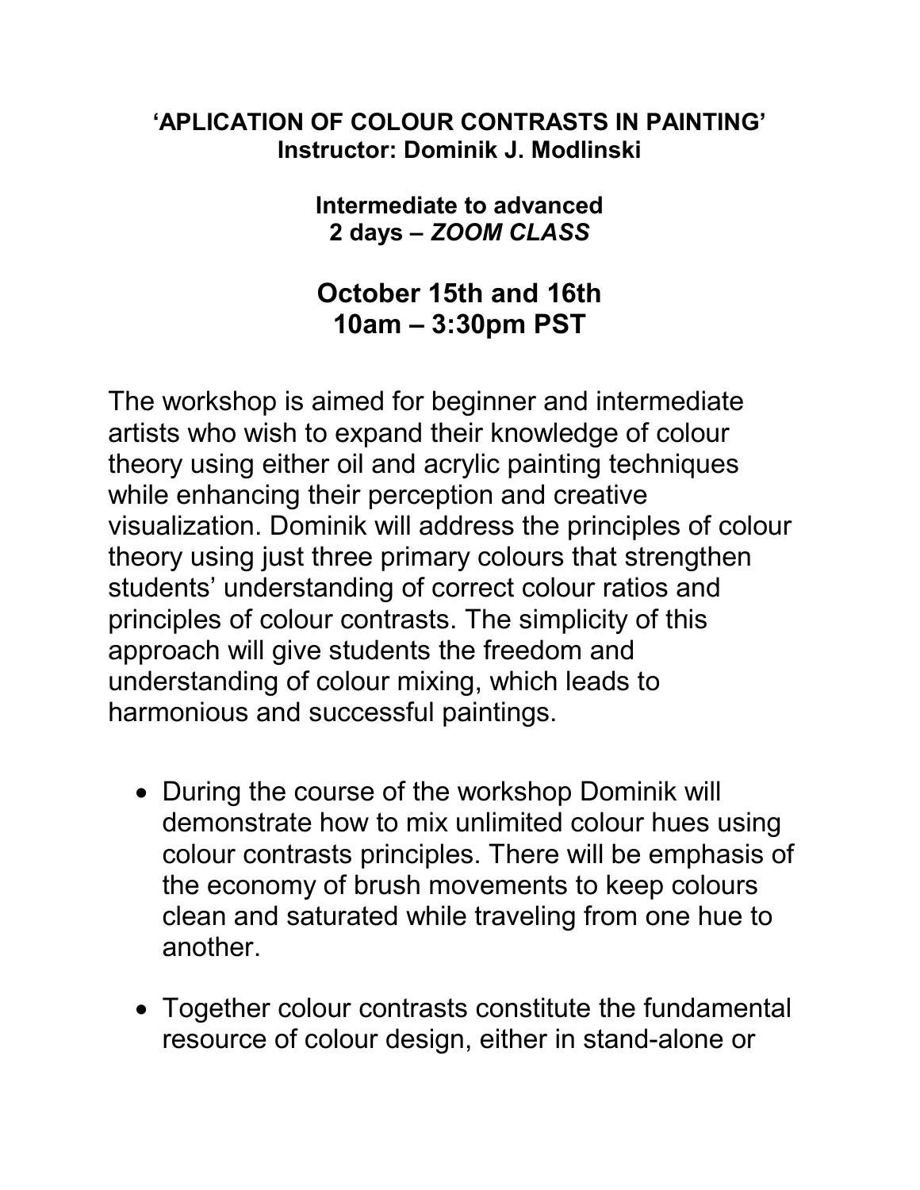**‘APLICATION OF COLOUR CONTRASTS IN PAINTING’**
**Instructor: Dominik J. Modlinski**

**Intermediate to advanced**
**2 days – *ZOOM CLASS***

## October 15th and 16th
## 10am – 3:30pm PST

The workshop is aimed for beginner and intermediate artists who wish to expand their knowledge of colour theory using either oil and acrylic painting techniques while enhancing their perception and creative visualization. Dominik will address the principles of colour theory using just three primary colours that strengthen students’ understanding of correct colour ratios and principles of colour contrasts. The simplicity of this approach will give students the freedom and understanding of colour mixing, which leads to harmonious and successful paintings.

- During the course of the workshop Dominik will demonstrate how to mix unlimited colour hues using colour contrasts principles. There will be emphasis of the economy of brush movements to keep colours clean and saturated while traveling from one hue to another.

- Together colour contrasts constitute the fundamental resource of colour design, either in stand-alone or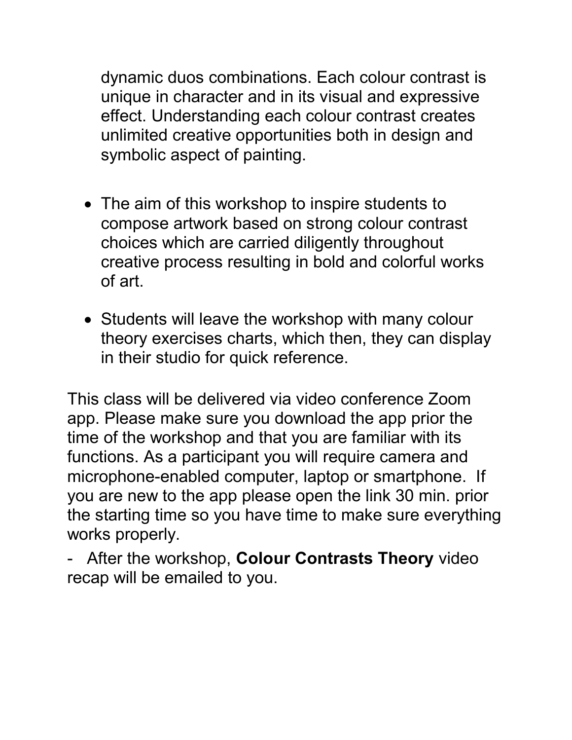dynamic duos combinations. Each colour contrast is unique in character and in its visual and expressive effect. Understanding each colour contrast creates unlimited creative opportunities both in design and symbolic aspect of painting.

- The aim of this workshop to inspire students to compose artwork based on strong colour contrast choices which are carried diligently throughout creative process resulting in bold and colorful works of art.
- Students will leave the workshop with many colour theory exercises charts, which then, they can display in their studio for quick reference.

This class will be delivered via video conference Zoom app. Please make sure you download the app prior the time of the workshop and that you are familiar with its functions. As a participant you will require camera and microphone-enabled computer, laptop or smartphone. If you are new to the app please open the link 30 min. prior the starting time so you have time to make sure everything works properly.

- After the workshop, **Colour Contrasts Theory** video recap will be emailed to you.